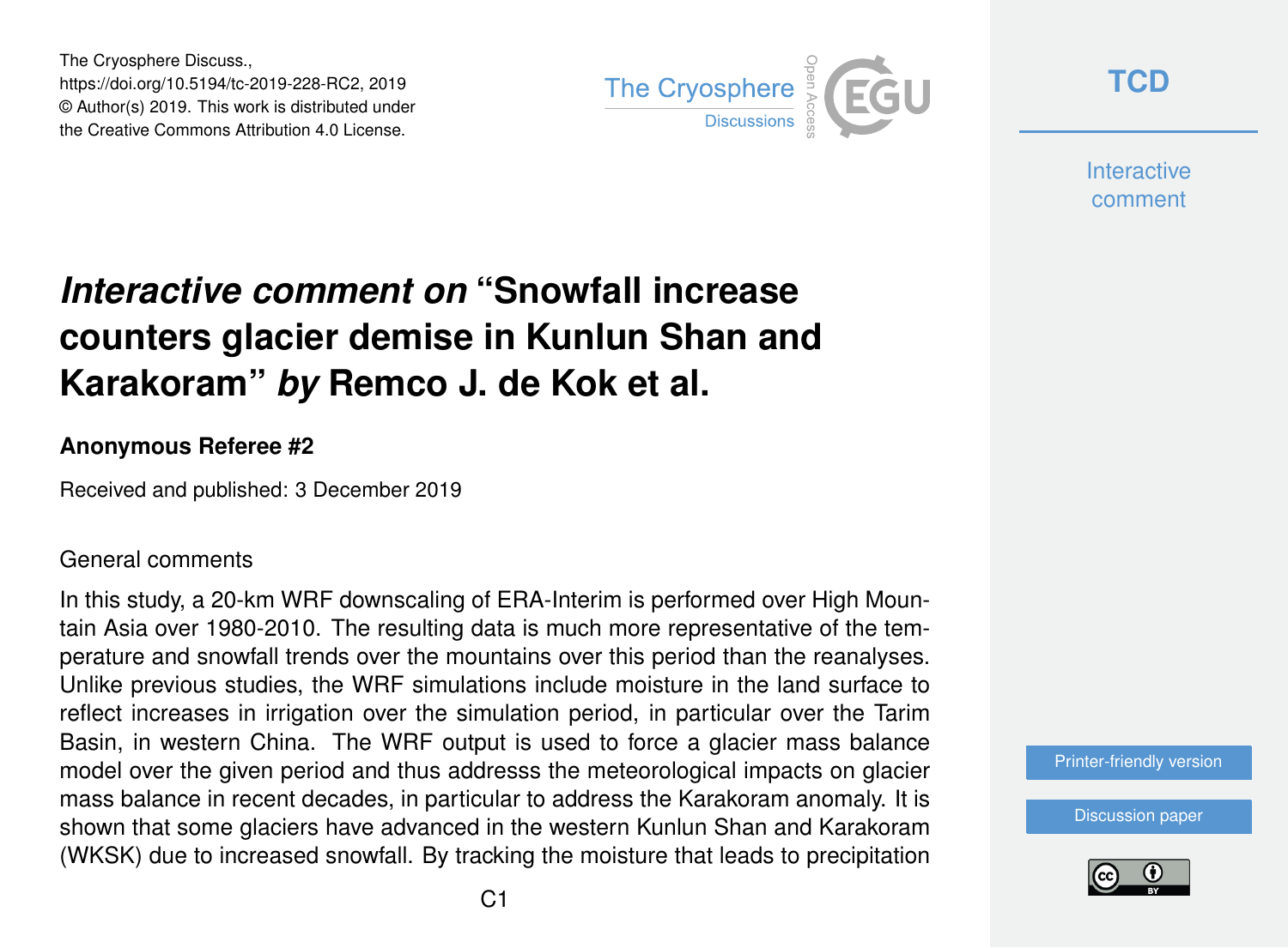The Cryosphere Discuss.,
https://doi.org/10.5194/tc-2019-228-RC2, 2019
© Author(s) 2019. This work is distributed under
the Creative Commons Attribution 4.0 License.

# *Interactive comment on* "Snowfall increase counters glacier demise in Kunlun Shan and Karakoram" *by* Remco J. de Kok et al.

### Anonymous Referee #2

Received and published: 3 December 2019

General comments

In this study, a 20-km WRF downscaling of ERA-Interim is performed over High Mountain Asia over 1980-2010. The resulting data is much more representative of the temperature and snowfall trends over the mountains over this period than the reanalyses. Unlike previous studies, the WRF simulations include moisture in the land surface to reflect increases in irrigation over the simulation period, in particular over the Tarim Basin, in western China. The WRF output is used to force a glacier mass balance model over the given period and thus addresss the meteorological impacts on glacier mass balance in recent decades, in particular to address the Karakoram anomaly. It is shown that some glaciers have advanced in the western Kunlun Shan and Karakoram (WKSK) due to increased snowfall. By tracking the moisture that leads to precipitation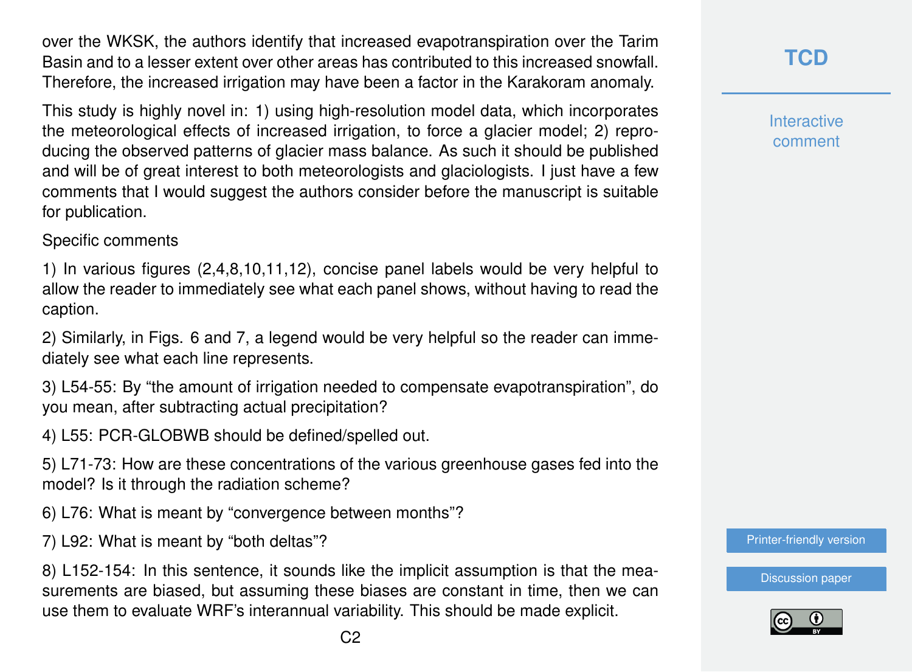over the WKSK, the authors identify that increased evapotranspiration over the Tarim Basin and to a lesser extent over other areas has contributed to this increased snowfall. Therefore, the increased irrigation may have been a factor in the Karakoram anomaly.

This study is highly novel in: 1) using high-resolution model data, which incorporates the meteorological effects of increased irrigation, to force a glacier model; 2) reproducing the observed patterns of glacier mass balance. As such it should be published and will be of great interest to both meteorologists and glaciologists. I just have a few comments that I would suggest the authors consider before the manuscript is suitable for publication.

Specific comments

1) In various figures (2,4,8,10,11,12), concise panel labels would be very helpful to allow the reader to immediately see what each panel shows, without having to read the caption.

2) Similarly, in Figs. 6 and 7, a legend would be very helpful so the reader can immediately see what each line represents.

3) L54-55: By "the amount of irrigation needed to compensate evapotranspiration", do you mean, after subtracting actual precipitation?

4) L55: PCR-GLOBWB should be defined/spelled out.

5) L71-73: How are these concentrations of the various greenhouse gases fed into the model? Is it through the radiation scheme?

6) L76: What is meant by "convergence between months"?

7) L92: What is meant by "both deltas"?

8) L152-154: In this sentence, it sounds like the implicit assumption is that the measurements are biased, but assuming these biases are constant in time, then we can use them to evaluate WRF's interannual variability. This should be made explicit.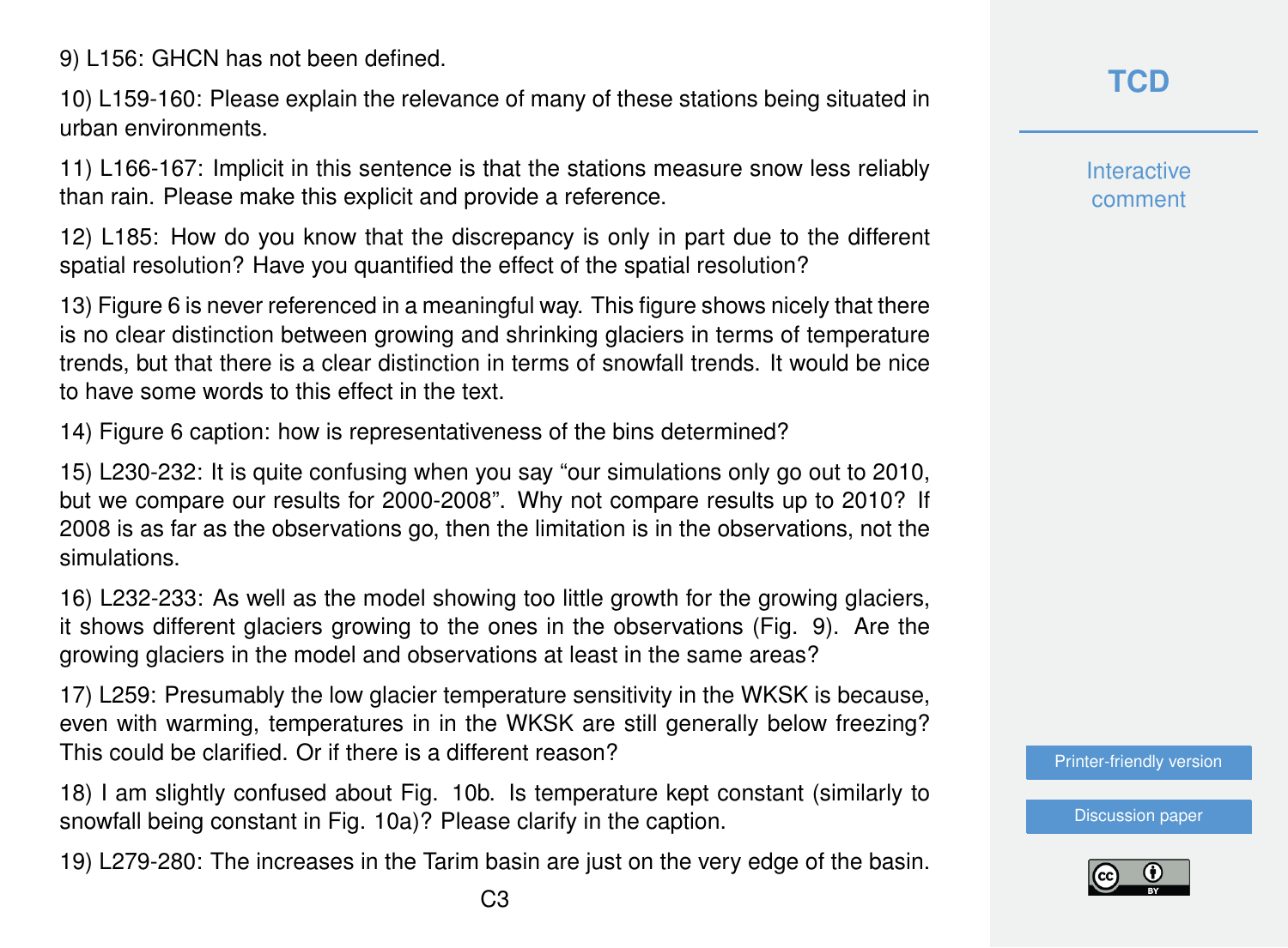9) L156: GHCN has not been defined.

10) L159-160: Please explain the relevance of many of these stations being situated in urban environments.

11) L166-167: Implicit in this sentence is that the stations measure snow less reliably than rain. Please make this explicit and provide a reference.

12) L185: How do you know that the discrepancy is only in part due to the different spatial resolution? Have you quantified the effect of the spatial resolution?

13) Figure 6 is never referenced in a meaningful way. This figure shows nicely that there is no clear distinction between growing and shrinking glaciers in terms of temperature trends, but that there is a clear distinction in terms of snowfall trends. It would be nice to have some words to this effect in the text.

14) Figure 6 caption: how is representativeness of the bins determined?

15) L230-232: It is quite confusing when you say "our simulations only go out to 2010, but we compare our results for 2000-2008". Why not compare results up to 2010? If 2008 is as far as the observations go, then the limitation is in the observations, not the simulations.

16) L232-233: As well as the model showing too little growth for the growing glaciers, it shows different glaciers growing to the ones in the observations (Fig. 9). Are the growing glaciers in the model and observations at least in the same areas?

17) L259: Presumably the low glacier temperature sensitivity in the WKSK is because, even with warming, temperatures in in the WKSK are still generally below freezing? This could be clarified. Or if there is a different reason?

18) I am slightly confused about Fig. 10b. Is temperature kept constant (similarly to snowfall being constant in Fig. 10a)? Please clarify in the caption.

19) L279-280: The increases in the Tarim basin are just on the very edge of the basin.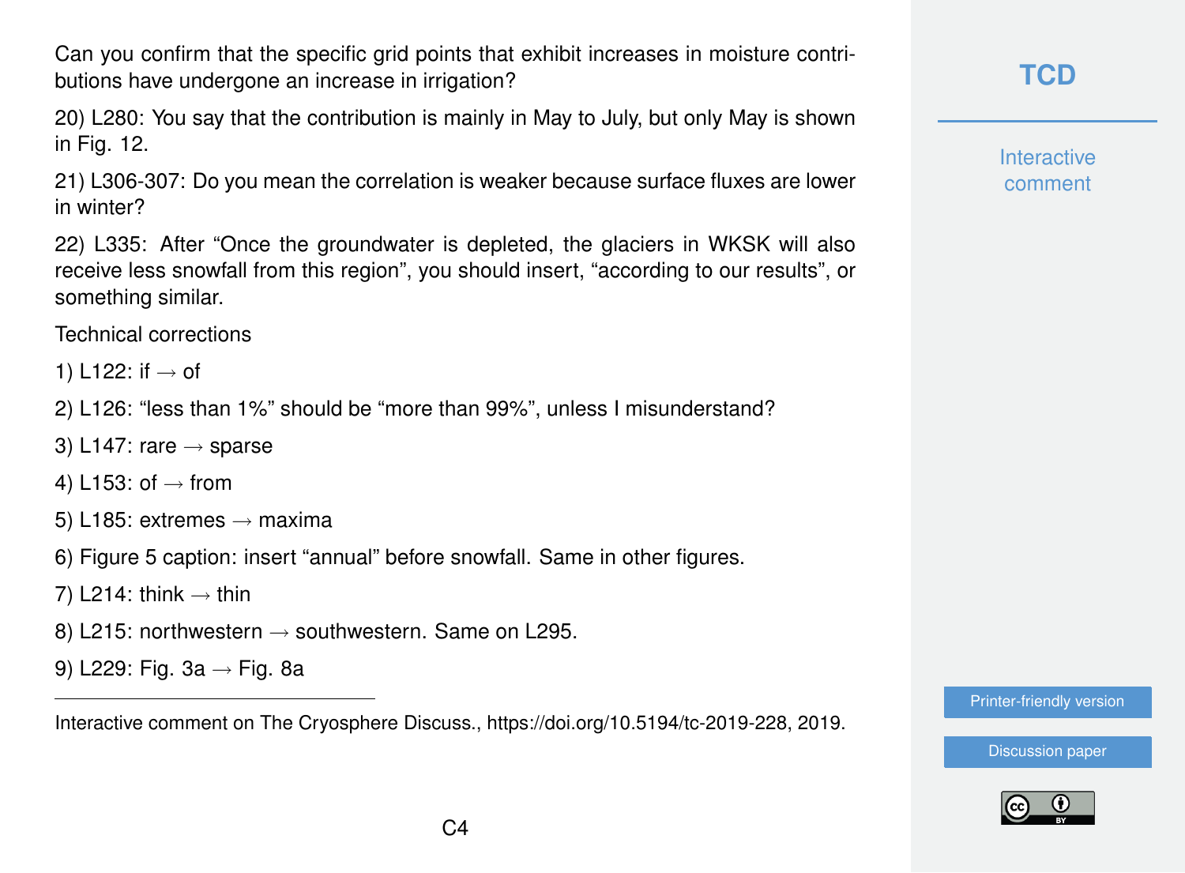Can you confirm that the specific grid points that exhibit increases in moisture contributions have undergone an increase in irrigation?

20) L280: You say that the contribution is mainly in May to July, but only May is shown in Fig. 12.

21) L306-307: Do you mean the correlation is weaker because surface fluxes are lower in winter?

22) L335: After "Once the groundwater is depleted, the glaciers in WKSK will also receive less snowfall from this region", you should insert, "according to our results", or something similar.

Technical corrections

1) L122: if → of

2) L126: "less than 1%" should be "more than 99%", unless I misunderstand?

3) L147: rare → sparse

4) L153: of → from

5) L185: extremes → maxima

6) Figure 5 caption: insert "annual" before snowfall. Same in other figures.

7) L214: think → thin

8) L215: northwestern → southwestern. Same on L295.

9) L229: Fig. 3a → Fig. 8a

---

Interactive comment on The Cryosphere Discuss., https://doi.org/10.5194/tc-2019-228, 2019.